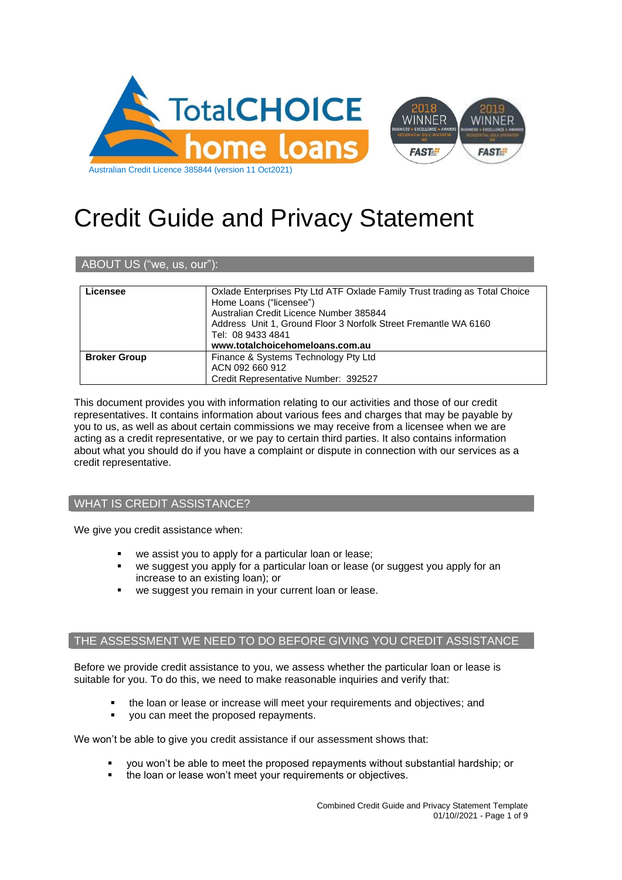Australian Credit Licence 385844 (version 11 Oct2021)

# Credit Guide and Privacy Statement

## ABOUT US ("we, us, our"):

| | |
|---|---|
| **Licensee** | Oxlade Enterprises Pty Ltd ATF Oxlade Family Trust trading as Total Choice Home Loans ("licensee")<br>Australian Credit Licence Number 385844<br>Address Unit 1, Ground Floor 3 Norfolk Street Fremantle WA 6160<br>Tel: 08 9433 4841<br>**www.totalchoicehomeloans.com.au** |
| **Broker Group** | Finance & Systems Technology Pty Ltd<br>ACN 092 660 912<br>Credit Representative Number: 392527 |

This document provides you with information relating to our activities and those of our credit representatives. It contains information about various fees and charges that may be payable by you to us, as well as about certain commissions we may receive from a licensee when we are acting as a credit representative, or we pay to certain third parties. It also contains information about what you should do if you have a complaint or dispute in connection with our services as a credit representative.

## WHAT IS CREDIT ASSISTANCE?

We give you credit assistance when:

- we assist you to apply for a particular loan or lease;
- we suggest you apply for a particular loan or lease (or suggest you apply for an increase to an existing loan); or
- we suggest you remain in your current loan or lease.

## THE ASSESSMENT WE NEED TO DO BEFORE GIVING YOU CREDIT ASSISTANCE

Before we provide credit assistance to you, we assess whether the particular loan or lease is suitable for you. To do this, we need to make reasonable inquiries and verify that:

- the loan or lease or increase will meet your requirements and objectives; and
- you can meet the proposed repayments.

We won't be able to give you credit assistance if our assessment shows that:

- you won't be able to meet the proposed repayments without substantial hardship; or
- the loan or lease won't meet your requirements or objectives.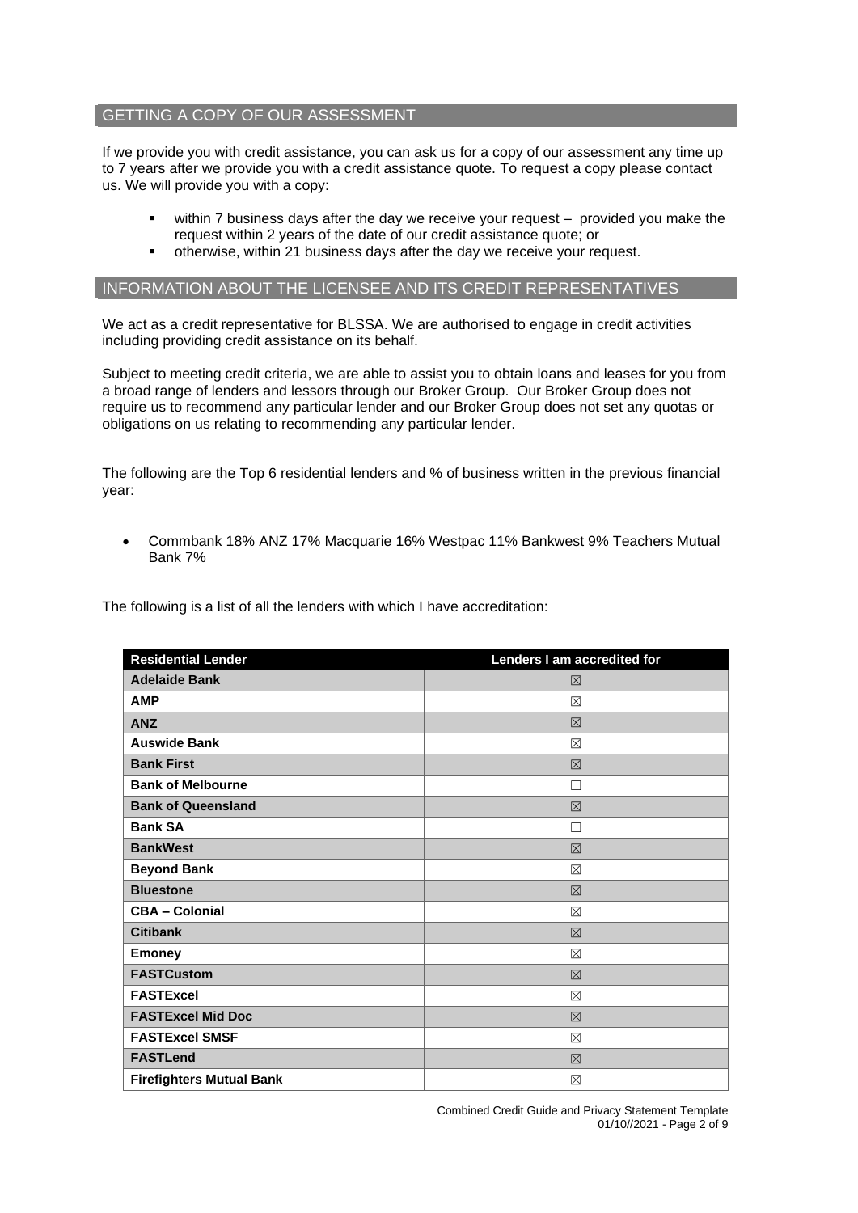## GETTING A COPY OF OUR ASSESSMENT

If we provide you with credit assistance, you can ask us for a copy of our assessment any time up to 7 years after we provide you with a credit assistance quote. To request a copy please contact us. We will provide you with a copy:

- within 7 business days after the day we receive your request – provided you make the request within 2 years of the date of our credit assistance quote; or
- otherwise, within 21 business days after the day we receive your request.

## INFORMATION ABOUT THE LICENSEE AND ITS CREDIT REPRESENTATIVES

We act as a credit representative for BLSSA. We are authorised to engage in credit activities including providing credit assistance on its behalf.

Subject to meeting credit criteria, we are able to assist you to obtain loans and leases for you from a broad range of lenders and lessors through our Broker Group. Our Broker Group does not require us to recommend any particular lender and our Broker Group does not set any quotas or obligations on us relating to recommending any particular lender.

The following are the Top 6 residential lenders and % of business written in the previous financial year:

- Commbank 18% ANZ 17% Macquarie 16% Westpac 11% Bankwest 9% Teachers Mutual Bank 7%

The following is a list of all the lenders with which I have accreditation:

| Residential Lender | Lenders I am accredited for |
|---|---|
| **Adelaide Bank** | ☒ |
| **AMP** | ☒ |
| **ANZ** | ☒ |
| **Auswide Bank** | ☒ |
| **Bank First** | ☒ |
| **Bank of Melbourne** | ☐ |
| **Bank of Queensland** | ☒ |
| **Bank SA** | ☐ |
| **BankWest** | ☒ |
| **Beyond Bank** | ☒ |
| **Bluestone** | ☒ |
| **CBA – Colonial** | ☒ |
| **Citibank** | ☒ |
| **Emoney** | ☒ |
| **FASTCustom** | ☒ |
| **FASTExcel** | ☒ |
| **FASTExcel Mid Doc** | ☒ |
| **FASTExcel SMSF** | ☒ |
| **FASTLend** | ☒ |
| **Firefighters Mutual Bank** | ☒ |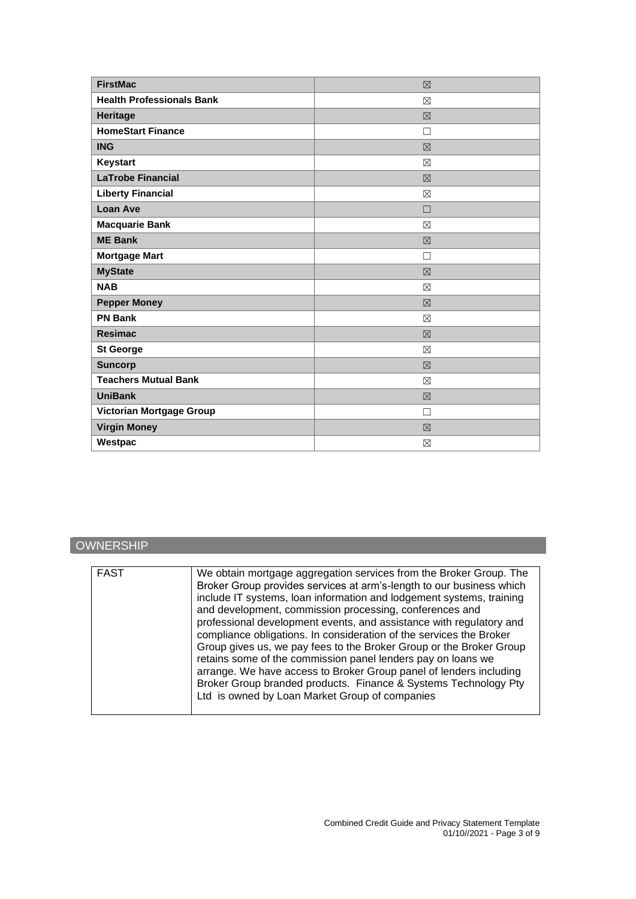| | |
|---|---|
| **FirstMac** | ☒ |
| **Health Professionals Bank** | ☒ |
| **Heritage** | ☒ |
| **HomeStart Finance** | ☐ |
| **ING** | ☒ |
| **Keystart** | ☒ |
| **LaTrobe Financial** | ☒ |
| **Liberty Financial** | ☒ |
| **Loan Ave** | ☐ |
| **Macquarie Bank** | ☒ |
| **ME Bank** | ☒ |
| **Mortgage Mart** | ☐ |
| **MyState** | ☒ |
| **NAB** | ☒ |
| **Pepper Money** | ☒ |
| **PN Bank** | ☒ |
| **Resimac** | ☒ |
| **St George** | ☒ |
| **Suncorp** | ☒ |
| **Teachers Mutual Bank** | ☒ |
| **UniBank** | ☒ |
| **Victorian Mortgage Group** | ☐ |
| **Virgin Money** | ☒ |
| **Westpac** | ☒ |

## OWNERSHIP

| | |
|---|---|
| FAST | We obtain mortgage aggregation services from the Broker Group. The Broker Group provides services at arm's-length to our business which include IT systems, loan information and lodgement systems, training and development, commission processing, conferences and professional development events, and assistance with regulatory and compliance obligations. In consideration of the services the Broker Group gives us, we pay fees to the Broker Group or the Broker Group retains some of the commission panel lenders pay on loans we arrange. We have access to Broker Group panel of lenders including Broker Group branded products. Finance & Systems Technology Pty Ltd is owned by Loan Market Group of companies |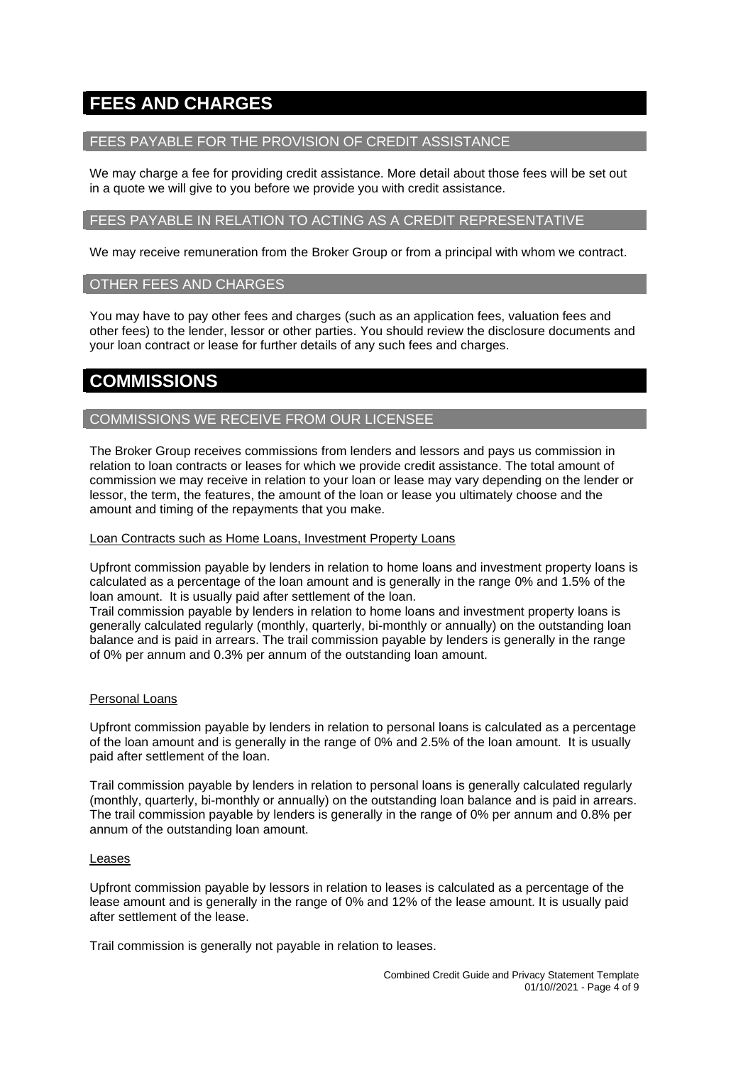# FEES AND CHARGES

## FEES PAYABLE FOR THE PROVISION OF CREDIT ASSISTANCE

We may charge a fee for providing credit assistance. More detail about those fees will be set out in a quote we will give to you before we provide you with credit assistance.

## FEES PAYABLE IN RELATION TO ACTING AS A CREDIT REPRESENTATIVE

We may receive remuneration from the Broker Group or from a principal with whom we contract.

## OTHER FEES AND CHARGES

You may have to pay other fees and charges (such as an application fees, valuation fees and other fees) to the lender, lessor or other parties. You should review the disclosure documents and your loan contract or lease for further details of any such fees and charges.

# COMMISSIONS

## COMMISSIONS WE RECEIVE FROM OUR LICENSEE

The Broker Group receives commissions from lenders and lessors and pays us commission in relation to loan contracts or leases for which we provide credit assistance. The total amount of commission we may receive in relation to your loan or lease may vary depending on the lender or lessor, the term, the features, the amount of the loan or lease you ultimately choose and the amount and timing of the repayments that you make.

### Loan Contracts such as Home Loans, Investment Property Loans

Upfront commission payable by lenders in relation to home loans and investment property loans is calculated as a percentage of the loan amount and is generally in the range 0% and 1.5% of the loan amount. It is usually paid after settlement of the loan.
Trail commission payable by lenders in relation to home loans and investment property loans is generally calculated regularly (monthly, quarterly, bi-monthly or annually) on the outstanding loan balance and is paid in arrears. The trail commission payable by lenders is generally in the range of 0% per annum and 0.3% per annum of the outstanding loan amount.

### Personal Loans

Upfront commission payable by lenders in relation to personal loans is calculated as a percentage of the loan amount and is generally in the range of 0% and 2.5% of the loan amount. It is usually paid after settlement of the loan.

Trail commission payable by lenders in relation to personal loans is generally calculated regularly (monthly, quarterly, bi-monthly or annually) on the outstanding loan balance and is paid in arrears. The trail commission payable by lenders is generally in the range of 0% per annum and 0.8% per annum of the outstanding loan amount.

### Leases

Upfront commission payable by lessors in relation to leases is calculated as a percentage of the lease amount and is generally in the range of 0% and 12% of the lease amount. It is usually paid after settlement of the lease.

Trail commission is generally not payable in relation to leases.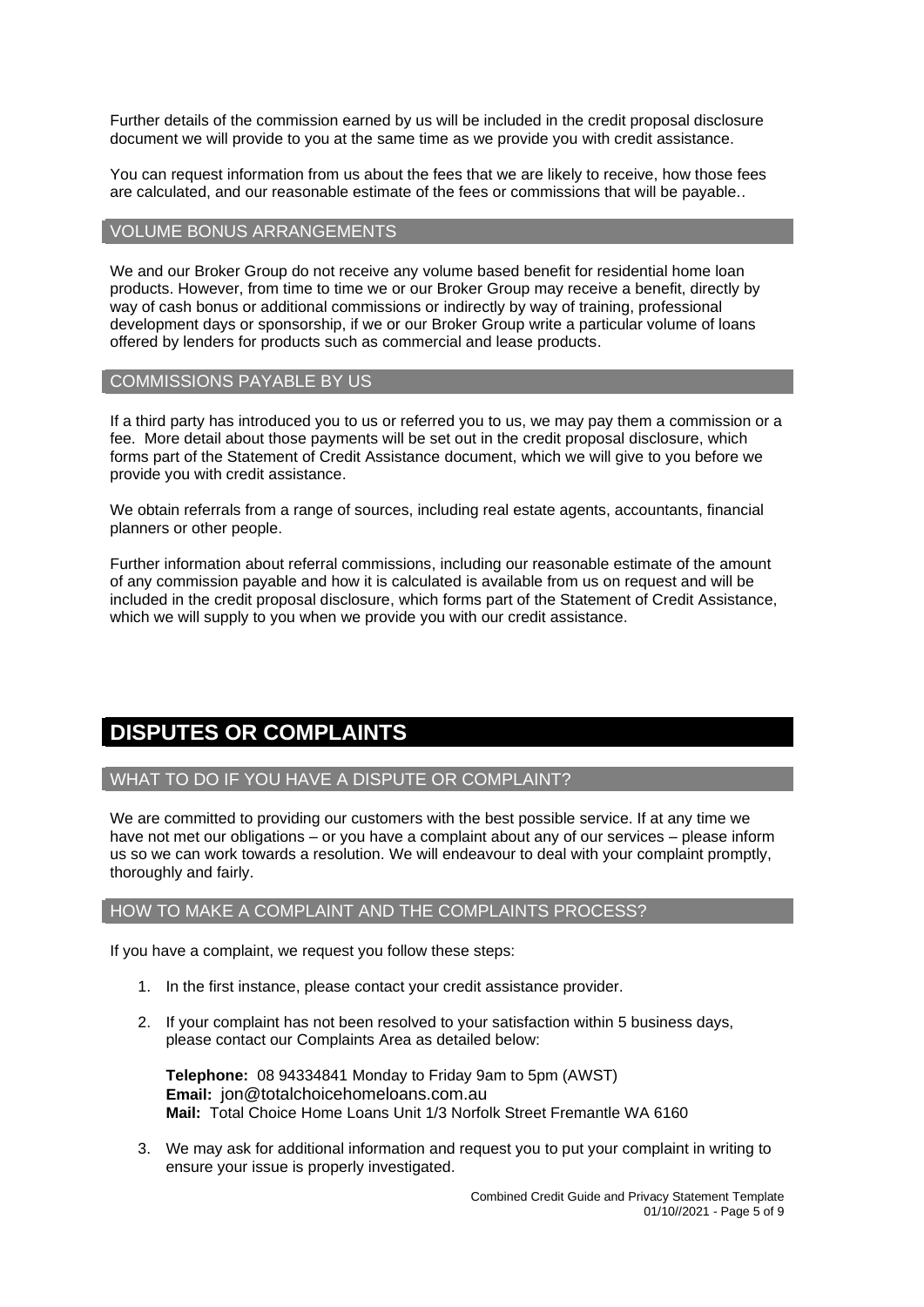Further details of the commission earned by us will be included in the credit proposal disclosure document we will provide to you at the same time as we provide you with credit assistance.

You can request information from us about the fees that we are likely to receive, how those fees are calculated, and our reasonable estimate of the fees or commissions that will be payable..

### VOLUME BONUS ARRANGEMENTS

We and our Broker Group do not receive any volume based benefit for residential home loan products. However, from time to time we or our Broker Group may receive a benefit, directly by way of cash bonus or additional commissions or indirectly by way of training, professional development days or sponsorship, if we or our Broker Group write a particular volume of loans offered by lenders for products such as commercial and lease products.

### COMMISSIONS PAYABLE BY US

If a third party has introduced you to us or referred you to us, we may pay them a commission or a fee. More detail about those payments will be set out in the credit proposal disclosure, which forms part of the Statement of Credit Assistance document, which we will give to you before we provide you with credit assistance.

We obtain referrals from a range of sources, including real estate agents, accountants, financial planners or other people.

Further information about referral commissions, including our reasonable estimate of the amount of any commission payable and how it is calculated is available from us on request and will be included in the credit proposal disclosure, which forms part of the Statement of Credit Assistance, which we will supply to you when we provide you with our credit assistance.

## DISPUTES OR COMPLAINTS

### WHAT TO DO IF YOU HAVE A DISPUTE OR COMPLAINT?

We are committed to providing our customers with the best possible service. If at any time we have not met our obligations – or you have a complaint about any of our services – please inform us so we can work towards a resolution. We will endeavour to deal with your complaint promptly, thoroughly and fairly.

### HOW TO MAKE A COMPLAINT AND THE COMPLAINTS PROCESS?

If you have a complaint, we request you follow these steps:

1. In the first instance, please contact your credit assistance provider.
2. If your complaint has not been resolved to your satisfaction within 5 business days, please contact our Complaints Area as detailed below:

   **Telephone:** 08 94334841 Monday to Friday 9am to 5pm (AWST)
   **Email:** jon@totalchoicehomeloans.com.au
   **Mail:** Total Choice Home Loans Unit 1/3 Norfolk Street Fremantle WA 6160

3. We may ask for additional information and request you to put your complaint in writing to ensure your issue is properly investigated.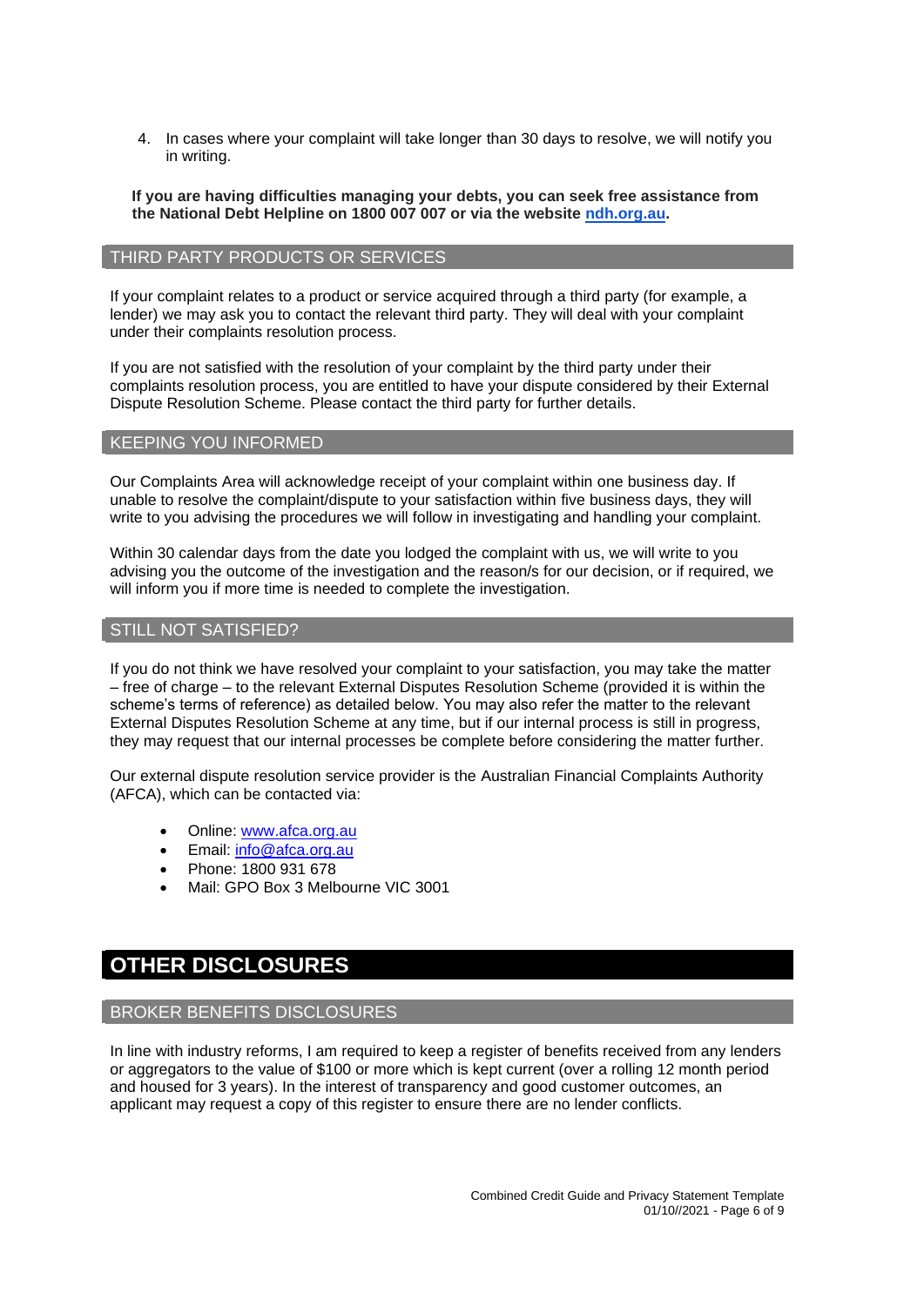4. In cases where your complaint will take longer than 30 days to resolve, we will notify you in writing.

**If you are having difficulties managing your debts, you can seek free assistance from the National Debt Helpline on 1800 007 007 or via the website [ndh.org.au](ndh.org.au).**

### THIRD PARTY PRODUCTS OR SERVICES

If your complaint relates to a product or service acquired through a third party (for example, a lender) we may ask you to contact the relevant third party. They will deal with your complaint under their complaints resolution process.

If you are not satisfied with the resolution of your complaint by the third party under their complaints resolution process, you are entitled to have your dispute considered by their External Dispute Resolution Scheme. Please contact the third party for further details.

### KEEPING YOU INFORMED

Our Complaints Area will acknowledge receipt of your complaint within one business day. If unable to resolve the complaint/dispute to your satisfaction within five business days, they will write to you advising the procedures we will follow in investigating and handling your complaint.

Within 30 calendar days from the date you lodged the complaint with us, we will write to you advising you the outcome of the investigation and the reason/s for our decision, or if required, we will inform you if more time is needed to complete the investigation.

### STILL NOT SATISFIED?

If you do not think we have resolved your complaint to your satisfaction, you may take the matter – free of charge – to the relevant External Disputes Resolution Scheme (provided it is within the scheme's terms of reference) as detailed below. You may also refer the matter to the relevant External Disputes Resolution Scheme at any time, but if our internal process is still in progress, they may request that our internal processes be complete before considering the matter further.

Our external dispute resolution service provider is the Australian Financial Complaints Authority (AFCA), which can be contacted via:

- Online: [www.afca.org.au](www.afca.org.au)
- Email: [info@afca.org.au](mailto:info@afca.org.au)
- Phone: 1800 931 678
- Mail: GPO Box 3 Melbourne VIC 3001

## OTHER DISCLOSURES

### BROKER BENEFITS DISCLOSURES

In line with industry reforms, I am required to keep a register of benefits received from any lenders or aggregators to the value of $100 or more which is kept current (over a rolling 12 month period and housed for 3 years). In the interest of transparency and good customer outcomes, an applicant may request a copy of this register to ensure there are no lender conflicts.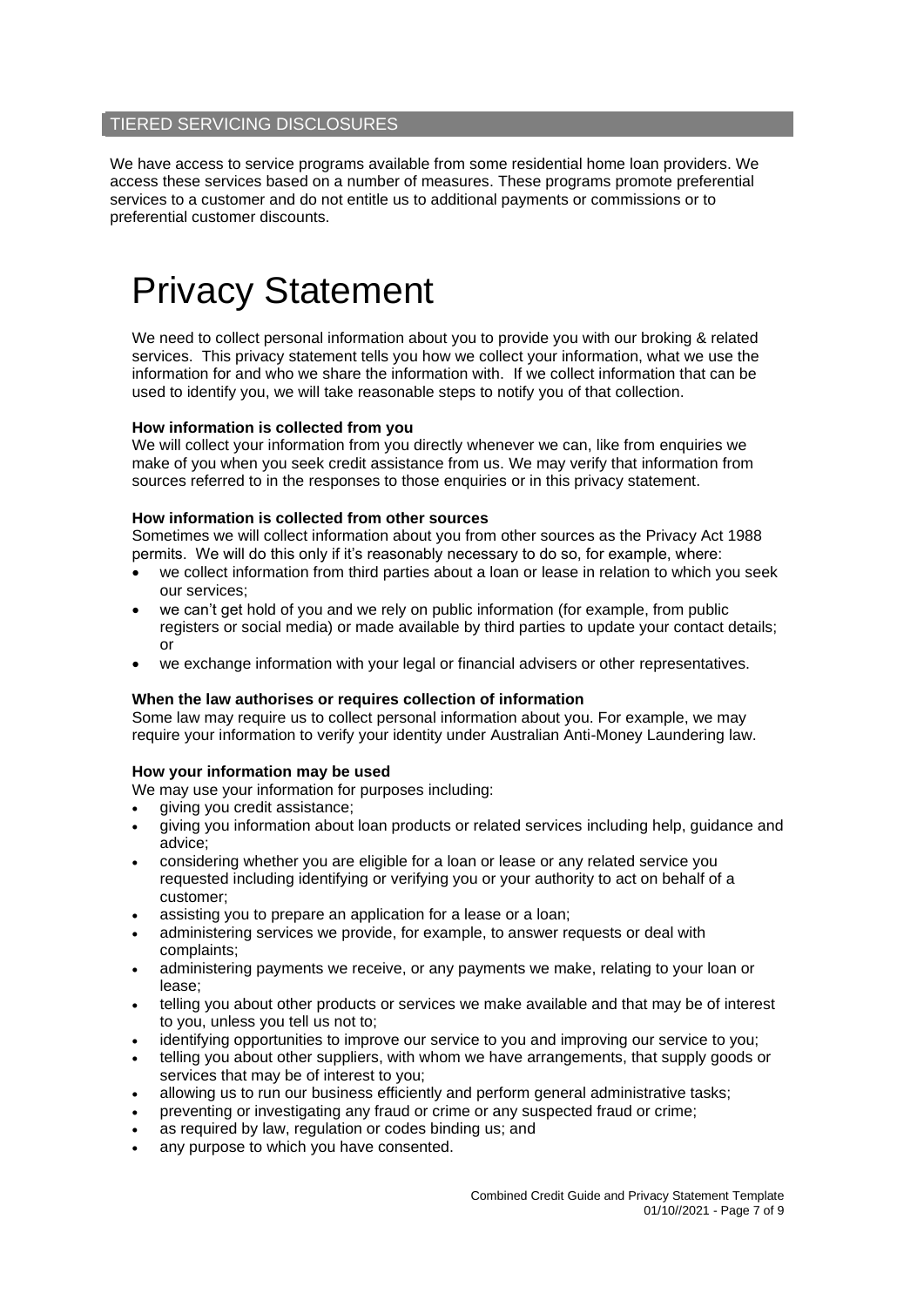## TIERED SERVICING DISCLOSURES

We have access to service programs available from some residential home loan providers. We access these services based on a number of measures. These programs promote preferential services to a customer and do not entitle us to additional payments or commissions or to preferential customer discounts.

# Privacy Statement

We need to collect personal information about you to provide you with our broking & related services. This privacy statement tells you how we collect your information, what we use the information for and who we share the information with. If we collect information that can be used to identify you, we will take reasonable steps to notify you of that collection.

**How information is collected from you**

We will collect your information from you directly whenever we can, like from enquiries we make of you when you seek credit assistance from us. We may verify that information from sources referred to in the responses to those enquiries or in this privacy statement.

**How information is collected from other sources**

Sometimes we will collect information about you from other sources as the Privacy Act 1988 permits. We will do this only if it's reasonably necessary to do so, for example, where:

- we collect information from third parties about a loan or lease in relation to which you seek our services;
- we can't get hold of you and we rely on public information (for example, from public registers or social media) or made available by third parties to update your contact details; or
- we exchange information with your legal or financial advisers or other representatives.

**When the law authorises or requires collection of information**

Some law may require us to collect personal information about you. For example, we may require your information to verify your identity under Australian Anti-Money Laundering law.

**How your information may be used**

We may use your information for purposes including:

- giving you credit assistance;
- giving you information about loan products or related services including help, guidance and advice;
- considering whether you are eligible for a loan or lease or any related service you requested including identifying or verifying you or your authority to act on behalf of a customer;
- assisting you to prepare an application for a lease or a loan;
- administering services we provide, for example, to answer requests or deal with complaints;
- administering payments we receive, or any payments we make, relating to your loan or lease;
- telling you about other products or services we make available and that may be of interest to you, unless you tell us not to;
- identifying opportunities to improve our service to you and improving our service to you;
- telling you about other suppliers, with whom we have arrangements, that supply goods or services that may be of interest to you;
- allowing us to run our business efficiently and perform general administrative tasks;
- preventing or investigating any fraud or crime or any suspected fraud or crime;
- as required by law, regulation or codes binding us; and
- any purpose to which you have consented.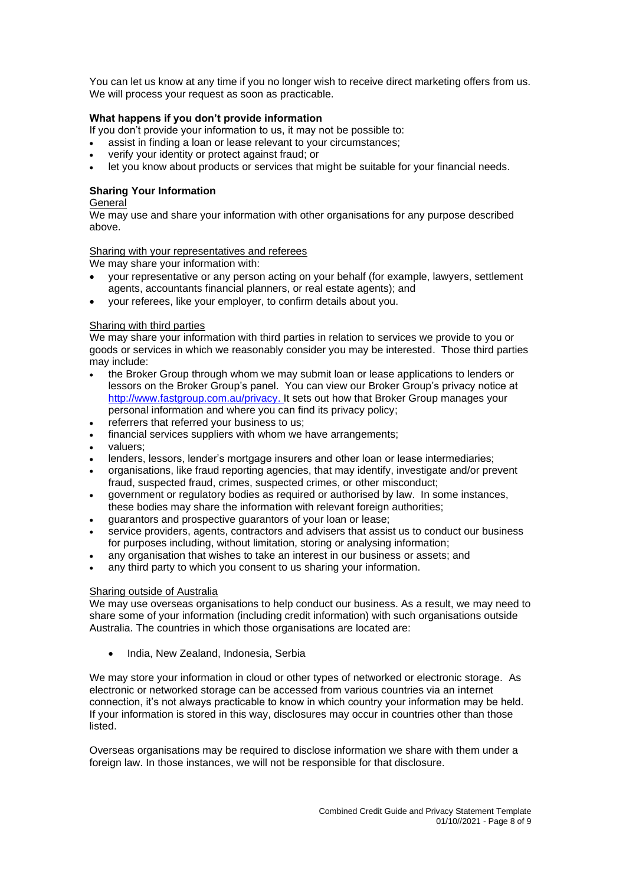You can let us know at any time if you no longer wish to receive direct marketing offers from us. We will process your request as soon as practicable.

### What happens if you don't provide information

If you don't provide your information to us, it may not be possible to:

- assist in finding a loan or lease relevant to your circumstances;
- verify your identity or protect against fraud; or
- let you know about products or services that might be suitable for your financial needs.

### Sharing Your Information

General

We may use and share your information with other organisations for any purpose described above.

Sharing with your representatives and referees

We may share your information with:

- your representative or any person acting on your behalf (for example, lawyers, settlement agents, accountants financial planners, or real estate agents); and
- your referees, like your employer, to confirm details about you.

Sharing with third parties

We may share your information with third parties in relation to services we provide to you or goods or services in which we reasonably consider you may be interested. Those third parties may include:

- the Broker Group through whom we may submit loan or lease applications to lenders or lessors on the Broker Group's panel. You can view our Broker Group's privacy notice at http://www.fastgroup.com.au/privacy. It sets out how that Broker Group manages your personal information and where you can find its privacy policy;
- referrers that referred your business to us;
- financial services suppliers with whom we have arrangements;
- valuers;
- lenders, lessors, lender's mortgage insurers and other loan or lease intermediaries;
- organisations, like fraud reporting agencies, that may identify, investigate and/or prevent fraud, suspected fraud, crimes, suspected crimes, or other misconduct;
- government or regulatory bodies as required or authorised by law. In some instances, these bodies may share the information with relevant foreign authorities;
- guarantors and prospective guarantors of your loan or lease;
- service providers, agents, contractors and advisers that assist us to conduct our business for purposes including, without limitation, storing or analysing information;
- any organisation that wishes to take an interest in our business or assets; and
- any third party to which you consent to us sharing your information.

Sharing outside of Australia

We may use overseas organisations to help conduct our business. As a result, we may need to share some of your information (including credit information) with such organisations outside Australia. The countries in which those organisations are located are:

- India, New Zealand, Indonesia, Serbia

We may store your information in cloud or other types of networked or electronic storage. As electronic or networked storage can be accessed from various countries via an internet connection, it's not always practicable to know in which country your information may be held. If your information is stored in this way, disclosures may occur in countries other than those listed.

Overseas organisations may be required to disclose information we share with them under a foreign law. In those instances, we will not be responsible for that disclosure.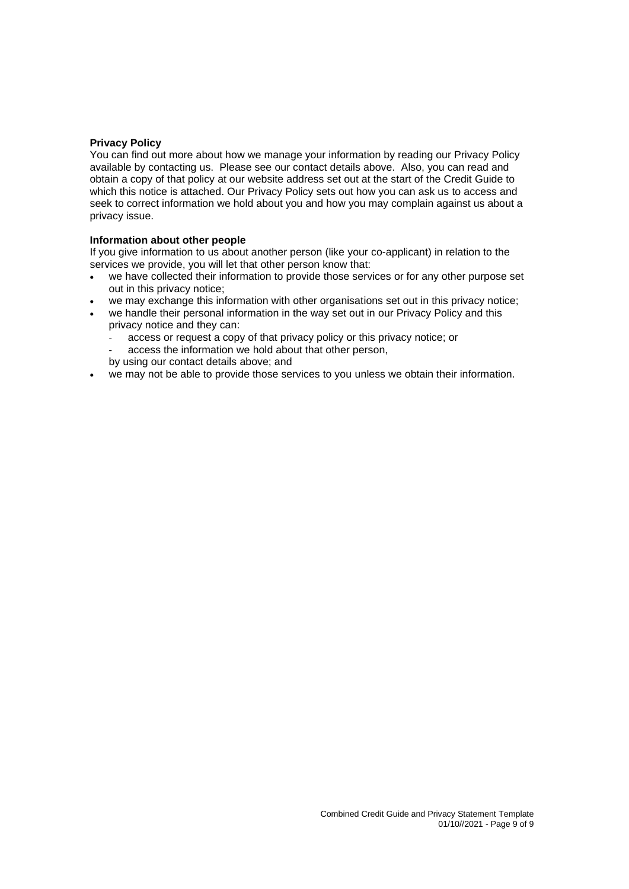**Privacy Policy**

You can find out more about how we manage your information by reading our Privacy Policy available by contacting us. Please see our contact details above. Also, you can read and obtain a copy of that policy at our website address set out at the start of the Credit Guide to which this notice is attached. Our Privacy Policy sets out how you can ask us to access and seek to correct information we hold about you and how you may complain against us about a privacy issue.

**Information about other people**

If you give information to us about another person (like your co-applicant) in relation to the services we provide, you will let that other person know that:

- we have collected their information to provide those services or for any other purpose set out in this privacy notice;
- we may exchange this information with other organisations set out in this privacy notice;
- we handle their personal information in the way set out in our Privacy Policy and this privacy notice and they can:
  - access or request a copy of that privacy policy or this privacy notice; or
  - access the information we hold about that other person,

  by using our contact details above; and
- we may not be able to provide those services to you unless we obtain their information.